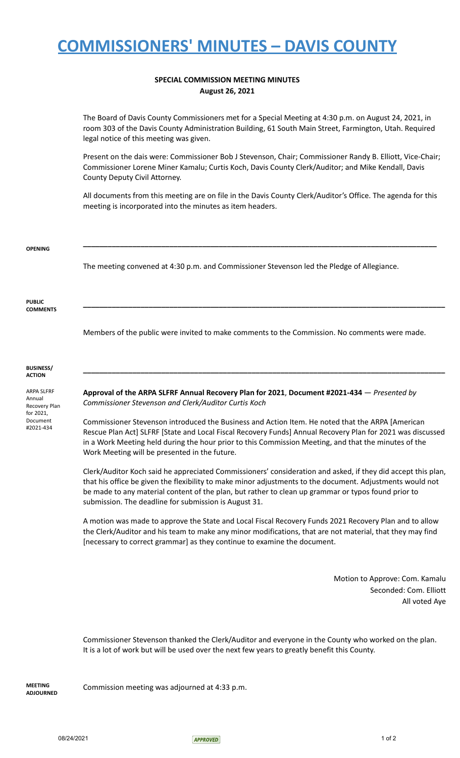# COMMISSIONERS' MINUTES – DAVIS COUNTY

**SPECIAL COMMISSION MEETING MINUTES**
**August 26, 2021**

The Board of Davis County Commissioners met for a Special Meeting at 4:30 p.m. on August 24, 2021, in room 303 of the Davis County Administration Building, 61 South Main Street, Farmington, Utah. Required legal notice of this meeting was given.

Present on the dais were: Commissioner Bob J Stevenson, Chair; Commissioner Randy B. Elliott, Vice-Chair; Commissioner Lorene Miner Kamalu; Curtis Koch, Davis County Clerk/Auditor; and Mike Kendall, Davis County Deputy Civil Attorney.

All documents from this meeting are on file in the Davis County Clerk/Auditor's Office. The agenda for this meeting is incorporated into the minutes as item headers.

---

**OPENING**

The meeting convened at 4:30 p.m. and Commissioner Stevenson led the Pledge of Allegiance.

---

**PUBLIC COMMENTS**

Members of the public were invited to make comments to the Commission. No comments were made.

---

**BUSINESS/ ACTION**

ARPA SLFRF Annual Recovery Plan for 2021, Document #2021-434

**Approval of the ARPA SLFRF Annual Recovery Plan for 2021**, **Document #2021-434** — *Presented by Commissioner Stevenson and Clerk/Auditor Curtis Koch*

Commissioner Stevenson introduced the Business and Action Item. He noted that the ARPA [American Rescue Plan Act] SLFRF [State and Local Fiscal Recovery Funds] Annual Recovery Plan for 2021 was discussed in a Work Meeting held during the hour prior to this Commission Meeting, and that the minutes of the Work Meeting will be presented in the future.

Clerk/Auditor Koch said he appreciated Commissioners' consideration and asked, if they did accept this plan, that his office be given the flexibility to make minor adjustments to the document. Adjustments would not be made to any material content of the plan, but rather to clean up grammar or typos found prior to submission. The deadline for submission is August 31.

A motion was made to approve the State and Local Fiscal Recovery Funds 2021 Recovery Plan and to allow the Clerk/Auditor and his team to make any minor modifications, that are not material, that they may find [necessary to correct grammar] as they continue to examine the document.

Motion to Approve: Com. Kamalu
Seconded: Com. Elliott
All voted Aye

Commissioner Stevenson thanked the Clerk/Auditor and everyone in the County who worked on the plan. It is a lot of work but will be used over the next few years to greatly benefit this County.

**MEETING ADJOURNED**

Commission meeting was adjourned at 4:33 p.m.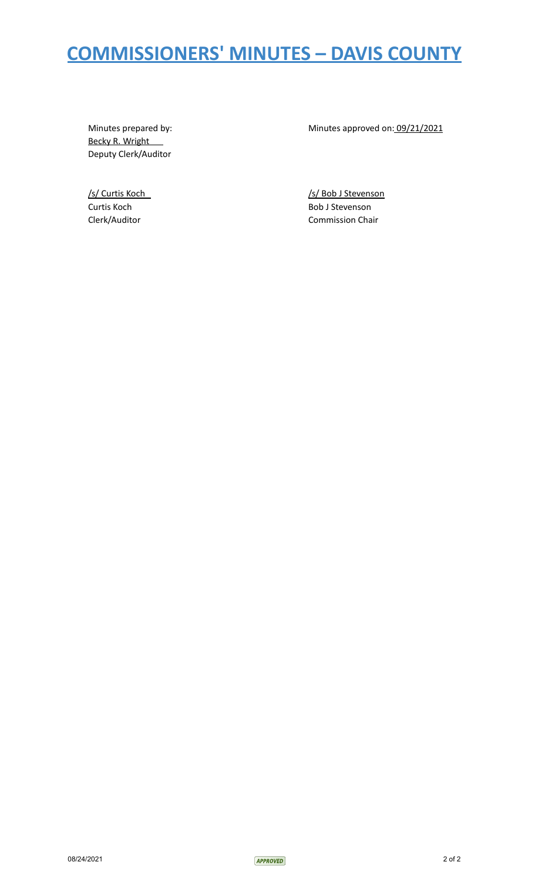# COMMISSIONERS' MINUTES – DAVIS COUNTY

Minutes prepared by:
Becky R. Wright
Deputy Clerk/Auditor

Minutes approved on: 09/21/2021

/s/ Curtis Koch
Curtis Koch
Clerk/Auditor

/s/ Bob J Stevenson
Bob J Stevenson
Commission Chair